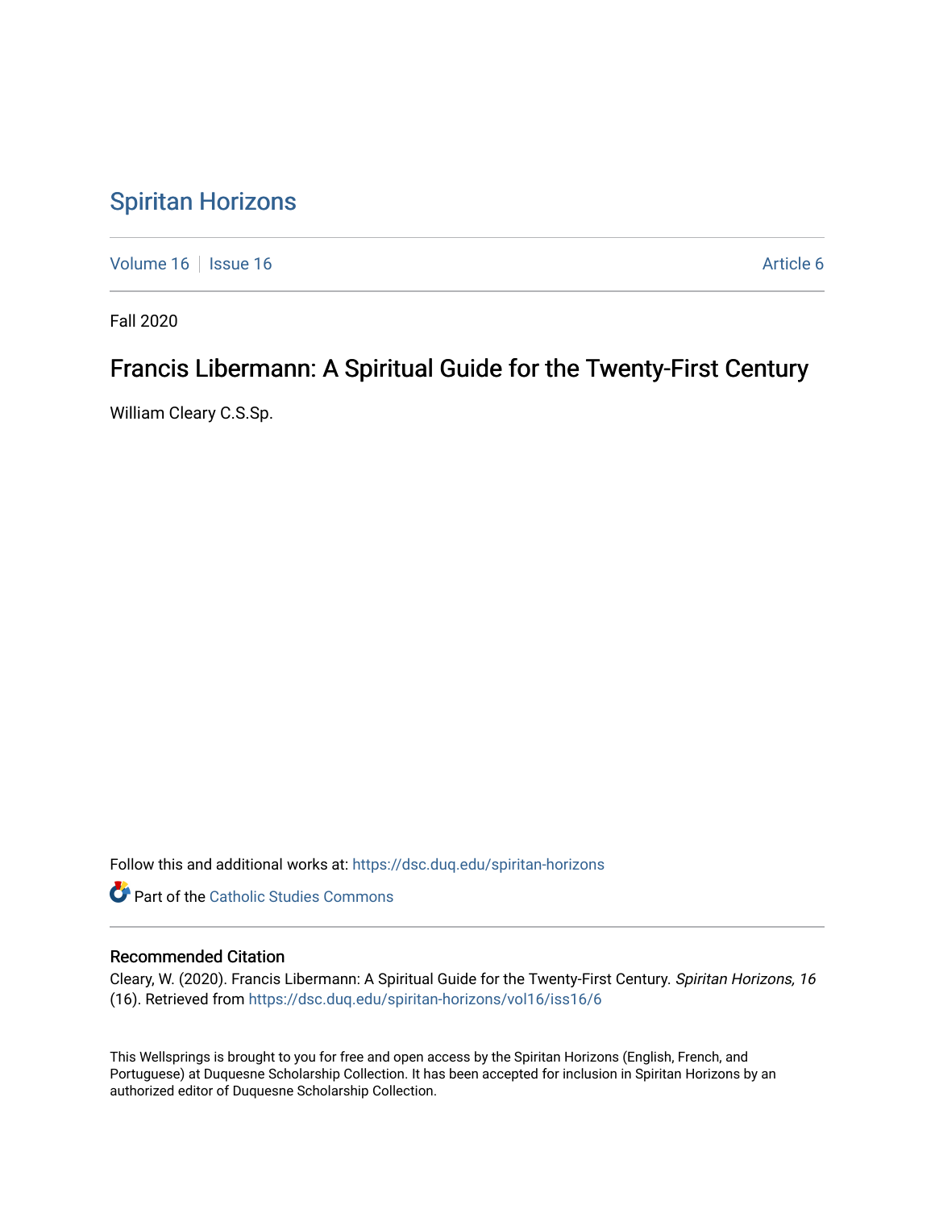# Spiritan Horizons

Volume 16 | Issue 16 Article 6

Fall 2020

## Francis Libermann: A Spiritual Guide for the Twenty-First Century

William Cleary C.S.Sp.

Follow this and additional works at: https://dsc.duq.edu/spiritan-horizons

Part of the Catholic Studies Commons

### Recommended Citation

Cleary, W. (2020). Francis Libermann: A Spiritual Guide for the Twenty-First Century. *Spiritan Horizons, 16* (16). Retrieved from https://dsc.duq.edu/spiritan-horizons/vol16/iss16/6

This Wellsprings is brought to you for free and open access by the Spiritan Horizons (English, French, and Portuguese) at Duquesne Scholarship Collection. It has been accepted for inclusion in Spiritan Horizons by an authorized editor of Duquesne Scholarship Collection.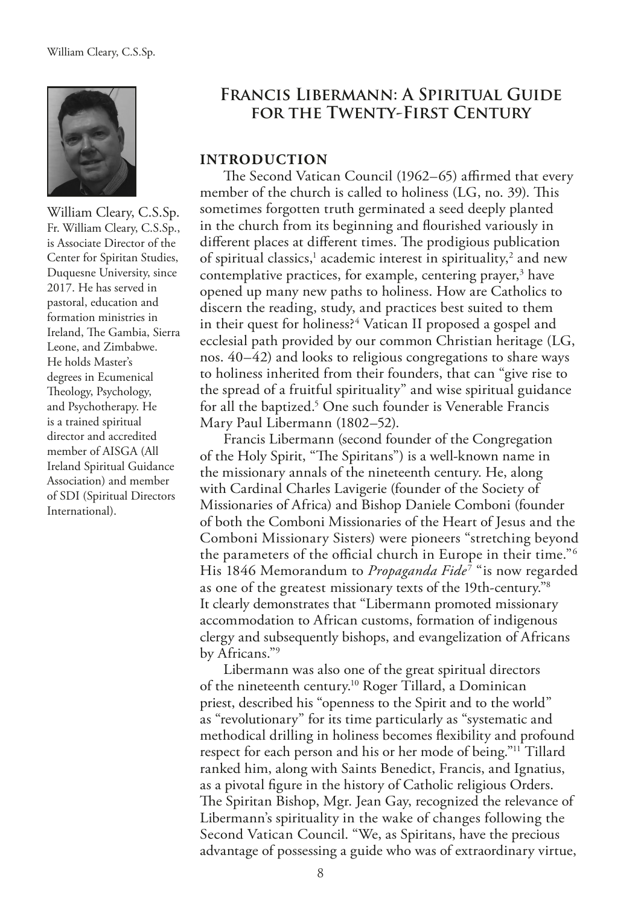William Cleary, C.S.Sp.

Fr. William Cleary, C.S.Sp., is Associate Director of the Center for Spiritan Studies, Duquesne University, since 2017. He has served in pastoral, education and formation ministries in Ireland, The Gambia, Sierra Leone, and Zimbabwe. He holds Master's degrees in Ecumenical Theology, Psychology, and Psychotherapy. He is a trained spiritual director and accredited member of AISGA (All Ireland Spiritual Guidance Association) and member of SDI (Spiritual Directors International).

# Francis Libermann: A Spiritual Guide for the Twenty-First Century

## INTRODUCTION

The Second Vatican Council (1962–65) affirmed that every member of the church is called to holiness (LG, no. 39). This sometimes forgotten truth germinated a seed deeply planted in the church from its beginning and flourished variously in different places at different times. The prodigious publication of spiritual classics,[1] academic interest in spirituality,[2] and new contemplative practices, for example, centering prayer,[3] have opened up many new paths to holiness. How are Catholics to discern the reading, study, and practices best suited to them in their quest for holiness?[4] Vatican II proposed a gospel and ecclesial path provided by our common Christian heritage (LG, nos. 40–42) and looks to religious congregations to share ways to holiness inherited from their founders, that can "give rise to the spread of a fruitful spirituality" and wise spiritual guidance for all the baptized.[5] One such founder is Venerable Francis Mary Paul Libermann (1802–52).

Francis Libermann (second founder of the Congregation of the Holy Spirit, "The Spiritans") is a well-known name in the missionary annals of the nineteenth century. He, along with Cardinal Charles Lavigerie (founder of the Society of Missionaries of Africa) and Bishop Daniele Comboni (founder of both the Comboni Missionaries of the Heart of Jesus and the Comboni Missionary Sisters) were pioneers "stretching beyond the parameters of the official church in Europe in their time."[6] His 1846 Memorandum to *Propaganda Fide*[7] "is now regarded as one of the greatest missionary texts of the 19th-century."[8] It clearly demonstrates that "Libermann promoted missionary accommodation to African customs, formation of indigenous clergy and subsequently bishops, and evangelization of Africans by Africans."[9]

Libermann was also one of the great spiritual directors of the nineteenth century.[10] Roger Tillard, a Dominican priest, described his "openness to the Spirit and to the world" as "revolutionary" for its time particularly as "systematic and methodical drilling in holiness becomes flexibility and profound respect for each person and his or her mode of being."[11] Tillard ranked him, along with Saints Benedict, Francis, and Ignatius, as a pivotal figure in the history of Catholic religious Orders. The Spiritan Bishop, Mgr. Jean Gay, recognized the relevance of Libermann's spirituality in the wake of changes following the Second Vatican Council. "We, as Spiritans, have the precious advantage of possessing a guide who was of extraordinary virtue,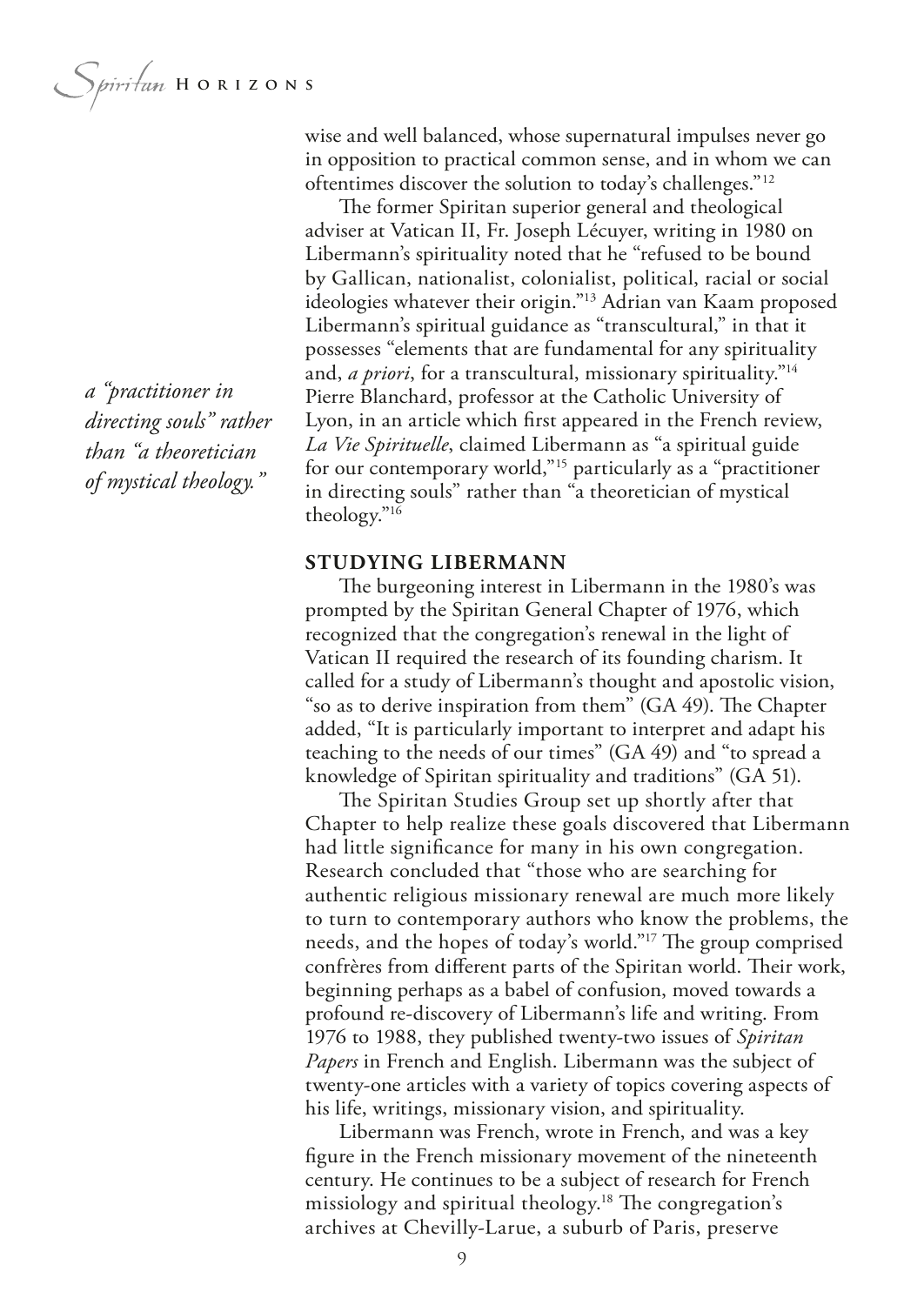wise and well balanced, whose supernatural impulses never go in opposition to practical common sense, and in whom we can oftentimes discover the solution to today's challenges."[12]

The former Spiritan superior general and theological adviser at Vatican II, Fr. Joseph Lécuyer, writing in 1980 on Libermann's spirituality noted that he "refused to be bound by Gallican, nationalist, colonialist, political, racial or social ideologies whatever their origin."[13] Adrian van Kaam proposed Libermann's spiritual guidance as "transcultural," in that it possesses "elements that are fundamental for any spirituality and, *a priori*, for a transcultural, missionary spirituality."[14] Pierre Blanchard, professor at the Catholic University of Lyon, in an article which first appeared in the French review, *La Vie Spirituelle*, claimed Libermann as "a spiritual guide for our contemporary world,"[15] particularly as a "practitioner in directing souls" rather than "a theoretician of mystical theology."[16]

*a "practitioner in directing souls" rather than "a theoretician of mystical theology."*

## STUDYING LIBERMANN

The burgeoning interest in Libermann in the 1980's was prompted by the Spiritan General Chapter of 1976, which recognized that the congregation's renewal in the light of Vatican II required the research of its founding charism. It called for a study of Libermann's thought and apostolic vision, "so as to derive inspiration from them" (GA 49). The Chapter added, "It is particularly important to interpret and adapt his teaching to the needs of our times" (GA 49) and "to spread a knowledge of Spiritan spirituality and traditions" (GA 51).

The Spiritan Studies Group set up shortly after that Chapter to help realize these goals discovered that Libermann had little significance for many in his own congregation. Research concluded that "those who are searching for authentic religious missionary renewal are much more likely to turn to contemporary authors who know the problems, the needs, and the hopes of today's world."[17] The group comprised confrères from different parts of the Spiritan world. Their work, beginning perhaps as a babel of confusion, moved towards a profound re-discovery of Libermann's life and writing. From 1976 to 1988, they published twenty-two issues of *Spiritan Papers* in French and English. Libermann was the subject of twenty-one articles with a variety of topics covering aspects of his life, writings, missionary vision, and spirituality.

Libermann was French, wrote in French, and was a key figure in the French missionary movement of the nineteenth century. He continues to be a subject of research for French missiology and spiritual theology.[18] The congregation's archives at Chevilly-Larue, a suburb of Paris, preserve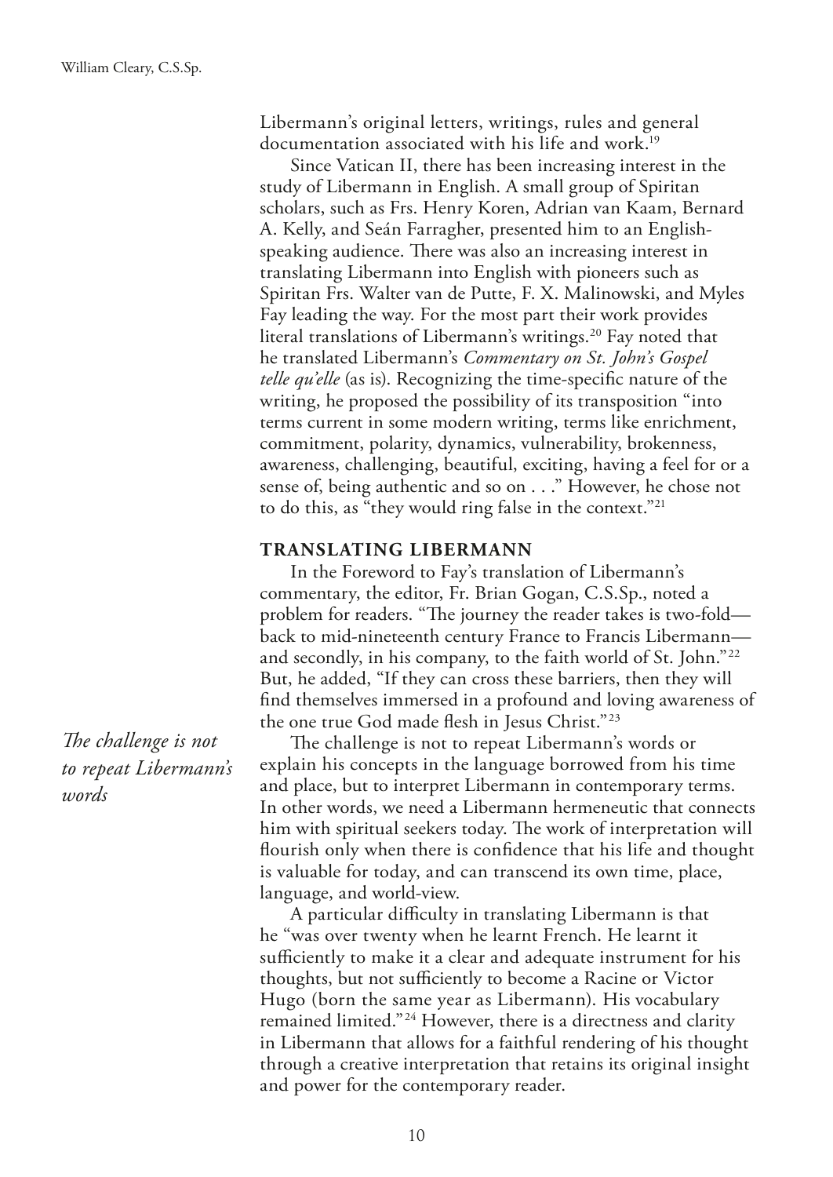Libermann's original letters, writings, rules and general documentation associated with his life and work.[19]

Since Vatican II, there has been increasing interest in the study of Libermann in English. A small group of Spiritan scholars, such as Frs. Henry Koren, Adrian van Kaam, Bernard A. Kelly, and Seán Farragher, presented him to an English-speaking audience. There was also an increasing interest in translating Libermann into English with pioneers such as Spiritan Frs. Walter van de Putte, F. X. Malinowski, and Myles Fay leading the way. For the most part their work provides literal translations of Libermann's writings.[20] Fay noted that he translated Libermann's *Commentary on St. John's Gospel telle qu'elle* (as is). Recognizing the time-specific nature of the writing, he proposed the possibility of its transposition "into terms current in some modern writing, terms like enrichment, commitment, polarity, dynamics, vulnerability, brokenness, awareness, challenging, beautiful, exciting, having a feel for or a sense of, being authentic and so on . . ." However, he chose not to do this, as "they would ring false in the context."[21]

## TRANSLATING LIBERMANN

In the Foreword to Fay's translation of Libermann's commentary, the editor, Fr. Brian Gogan, C.S.Sp., noted a problem for readers. "The journey the reader takes is two-fold—back to mid-nineteenth century France to Francis Libermann—and secondly, in his company, to the faith world of St. John."[22] But, he added, "If they can cross these barriers, then they will find themselves immersed in a profound and loving awareness of the one true God made flesh in Jesus Christ."[23]

*The challenge is not to repeat Libermann's words*

The challenge is not to repeat Libermann's words or explain his concepts in the language borrowed from his time and place, but to interpret Libermann in contemporary terms. In other words, we need a Libermann hermeneutic that connects him with spiritual seekers today. The work of interpretation will flourish only when there is confidence that his life and thought is valuable for today, and can transcend its own time, place, language, and world-view.

A particular difficulty in translating Libermann is that he "was over twenty when he learnt French. He learnt it sufficiently to make it a clear and adequate instrument for his thoughts, but not sufficiently to become a Racine or Victor Hugo (born the same year as Libermann). His vocabulary remained limited."[24] However, there is a directness and clarity in Libermann that allows for a faithful rendering of his thought through a creative interpretation that retains its original insight and power for the contemporary reader.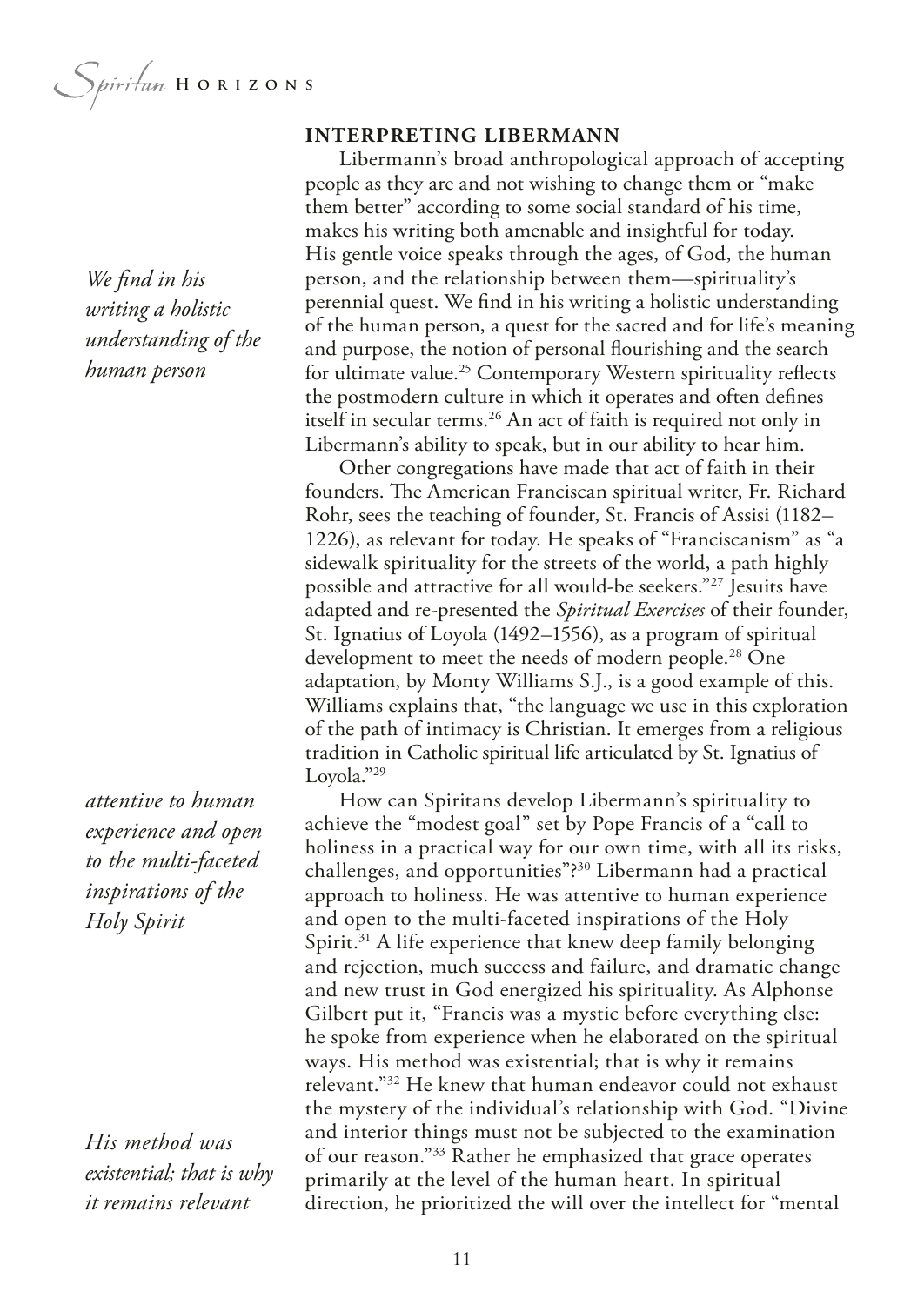## INTERPRETING LIBERMANN

Libermann's broad anthropological approach of accepting people as they are and not wishing to change them or "make them better" according to some social standard of his time, makes his writing both amenable and insightful for today. His gentle voice speaks through the ages, of God, the human person, and the relationship between them—spirituality's perennial quest. We find in his writing a holistic understanding of the human person, a quest for the sacred and for life's meaning and purpose, the notion of personal flourishing and the search for ultimate value.[25] Contemporary Western spirituality reflects the postmodern culture in which it operates and often defines itself in secular terms.[26] An act of faith is required not only in Libermann's ability to speak, but in our ability to hear him.

*We find in his writing a holistic understanding of the human person*

Other congregations have made that act of faith in their founders. The American Franciscan spiritual writer, Fr. Richard Rohr, sees the teaching of founder, St. Francis of Assisi (1182–1226), as relevant for today. He speaks of "Franciscanism" as "a sidewalk spirituality for the streets of the world, a path highly possible and attractive for all would-be seekers."[27] Jesuits have adapted and re-presented the *Spiritual Exercises* of their founder, St. Ignatius of Loyola (1492–1556), as a program of spiritual development to meet the needs of modern people.[28] One adaptation, by Monty Williams S.J., is a good example of this. Williams explains that, "the language we use in this exploration of the path of intimacy is Christian. It emerges from a religious tradition in Catholic spiritual life articulated by St. Ignatius of Loyola."[29]

How can Spiritans develop Libermann's spirituality to achieve the "modest goal" set by Pope Francis of a "call to holiness in a practical way for our own time, with all its risks, challenges, and opportunities"?[30] Libermann had a practical approach to holiness. He was attentive to human experience and open to the multi-faceted inspirations of the Holy Spirit.[31] A life experience that knew deep family belonging and rejection, much success and failure, and dramatic change and new trust in God energized his spirituality. As Alphonse Gilbert put it, "Francis was a mystic before everything else: he spoke from experience when he elaborated on the spiritual ways. His method was existential; that is why it remains relevant."[32] He knew that human endeavor could not exhaust the mystery of the individual's relationship with God. "Divine and interior things must not be subjected to the examination of our reason."[33] Rather he emphasized that grace operates primarily at the level of the human heart. In spiritual direction, he prioritized the will over the intellect for "mental

*attentive to human experience and open to the multi-faceted inspirations of the Holy Spirit*

*His method was existential; that is why it remains relevant*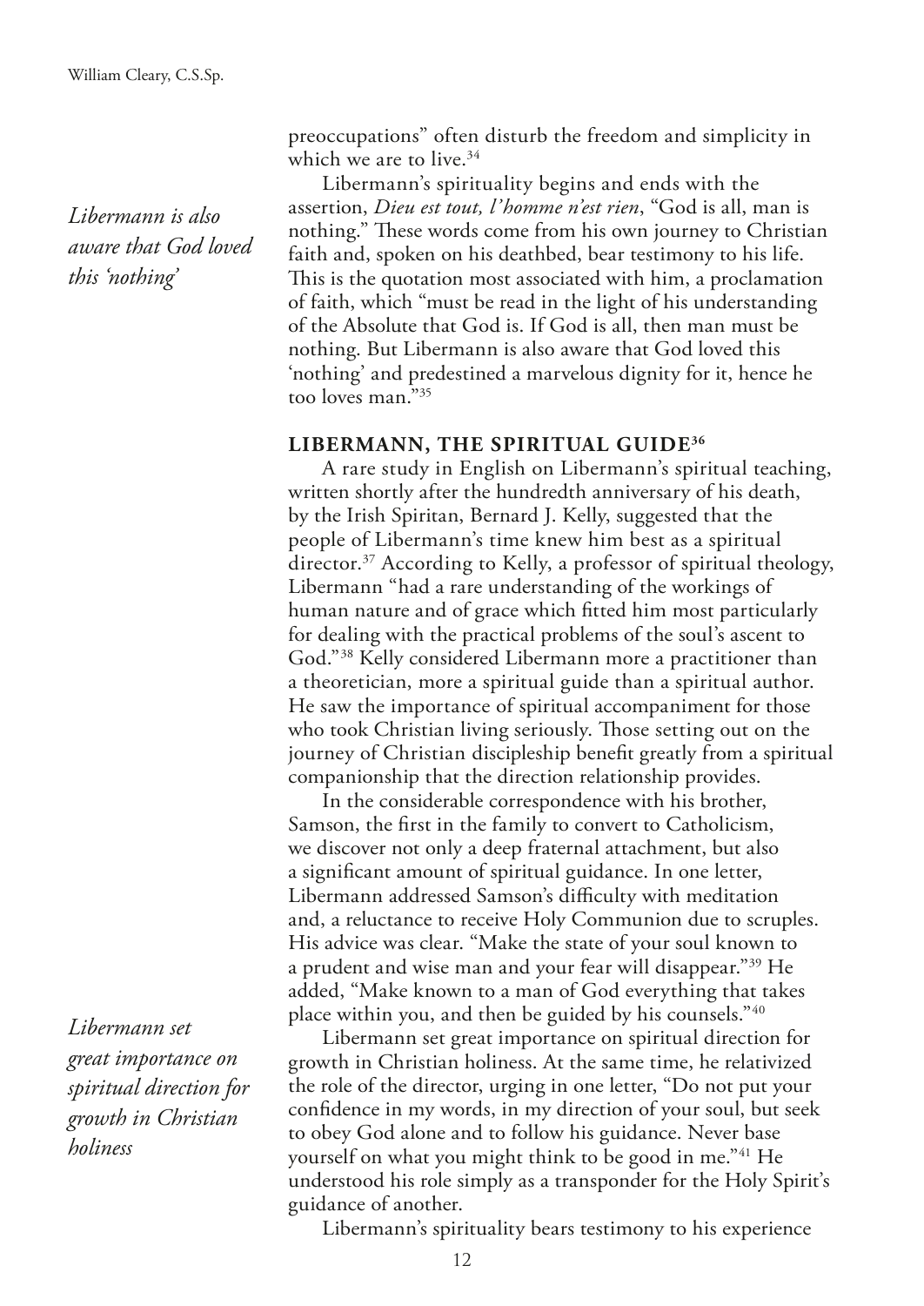preoccupations" often disturb the freedom and simplicity in which we are to live.[34]

Libermann's spirituality begins and ends with the assertion, *Dieu est tout, l'homme n'est rien*, "God is all, man is nothing." These words come from his own journey to Christian faith and, spoken on his deathbed, bear testimony to his life. This is the quotation most associated with him, a proclamation of faith, which "must be read in the light of his understanding of the Absolute that God is. If God is all, then man must be nothing. But Libermann is also aware that God loved this 'nothing' and predestined a marvelous dignity for it, hence he too loves man."[35]

*Libermann is also aware that God loved this 'nothing'*

## LIBERMANN, THE SPIRITUAL GUIDE[36]

A rare study in English on Libermann's spiritual teaching, written shortly after the hundredth anniversary of his death, by the Irish Spiritan, Bernard J. Kelly, suggested that the people of Libermann's time knew him best as a spiritual director.[37] According to Kelly, a professor of spiritual theology, Libermann "had a rare understanding of the workings of human nature and of grace which fitted him most particularly for dealing with the practical problems of the soul's ascent to God."[38] Kelly considered Libermann more a practitioner than a theoretician, more a spiritual guide than a spiritual author. He saw the importance of spiritual accompaniment for those who took Christian living seriously. Those setting out on the journey of Christian discipleship benefit greatly from a spiritual companionship that the direction relationship provides.

In the considerable correspondence with his brother, Samson, the first in the family to convert to Catholicism, we discover not only a deep fraternal attachment, but also a significant amount of spiritual guidance. In one letter, Libermann addressed Samson's difficulty with meditation and, a reluctance to receive Holy Communion due to scruples. His advice was clear. "Make the state of your soul known to a prudent and wise man and your fear will disappear."[39] He added, "Make known to a man of God everything that takes place within you, and then be guided by his counsels."[40]

*Libermann set great importance on spiritual direction for growth in Christian holiness*

Libermann set great importance on spiritual direction for growth in Christian holiness. At the same time, he relativized the role of the director, urging in one letter, "Do not put your confidence in my words, in my direction of your soul, but seek to obey God alone and to follow his guidance. Never base yourself on what you might think to be good in me."[41] He understood his role simply as a transponder for the Holy Spirit's guidance of another.

Libermann's spirituality bears testimony to his experience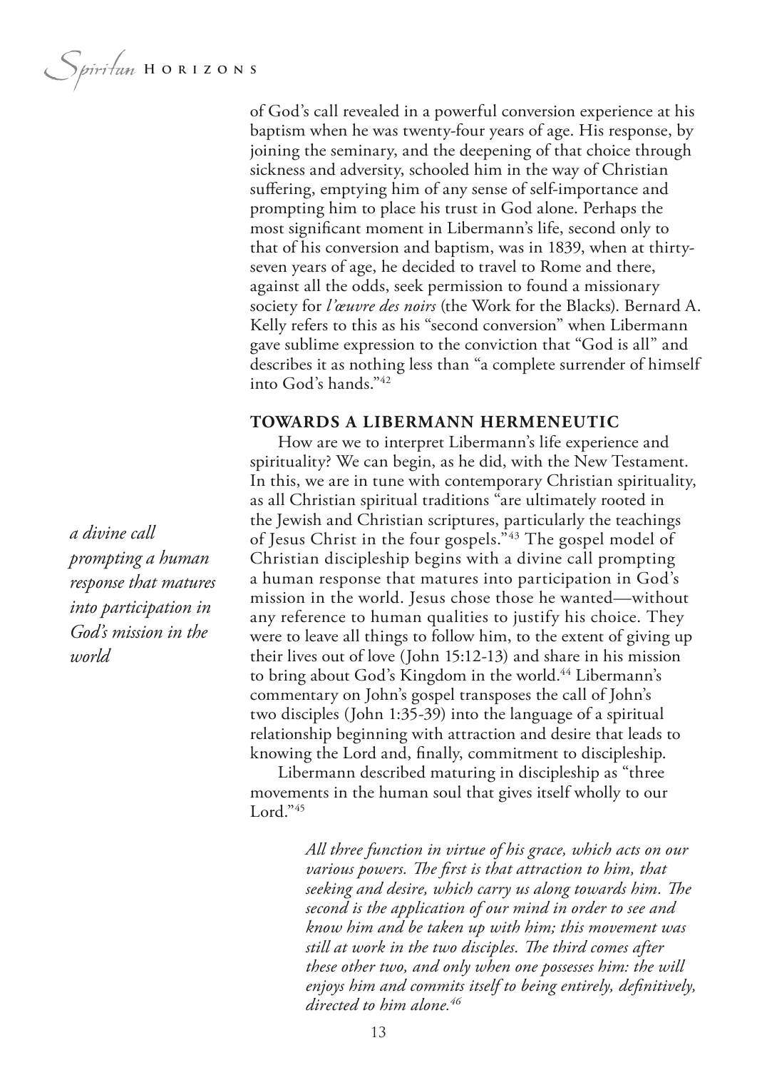of God's call revealed in a powerful conversion experience at his baptism when he was twenty-four years of age. His response, by joining the seminary, and the deepening of that choice through sickness and adversity, schooled him in the way of Christian suffering, emptying him of any sense of self-importance and prompting him to place his trust in God alone. Perhaps the most significant moment in Libermann's life, second only to that of his conversion and baptism, was in 1839, when at thirty-seven years of age, he decided to travel to Rome and there, against all the odds, seek permission to found a missionary society for *l'œuvre des noirs* (the Work for the Blacks). Bernard A. Kelly refers to this as his "second conversion" when Libermann gave sublime expression to the conviction that "God is all" and describes it as nothing less than "a complete surrender of himself into God's hands."[42]

## TOWARDS A LIBERMANN HERMENEUTIC

*a divine call prompting a human response that matures into participation in God's mission in the world*

How are we to interpret Libermann's life experience and spirituality? We can begin, as he did, with the New Testament. In this, we are in tune with contemporary Christian spirituality, as all Christian spiritual traditions "are ultimately rooted in the Jewish and Christian scriptures, particularly the teachings of Jesus Christ in the four gospels."[43] The gospel model of Christian discipleship begins with a divine call prompting a human response that matures into participation in God's mission in the world. Jesus chose those he wanted—without any reference to human qualities to justify his choice. They were to leave all things to follow him, to the extent of giving up their lives out of love (John 15:12-13) and share in his mission to bring about God's Kingdom in the world.[44] Libermann's commentary on John's gospel transposes the call of John's two disciples (John 1:35-39) into the language of a spiritual relationship beginning with attraction and desire that leads to knowing the Lord and, finally, commitment to discipleship.

Libermann described maturing in discipleship as "three movements in the human soul that gives itself wholly to our Lord."[45]

> *All three function in virtue of his grace, which acts on our various powers. The first is that attraction to him, that seeking and desire, which carry us along towards him. The second is the application of our mind in order to see and know him and be taken up with him; this movement was still at work in the two disciples. The third comes after these other two, and only when one possesses him: the will enjoys him and commits itself to being entirely, definitively, directed to him alone.*[46]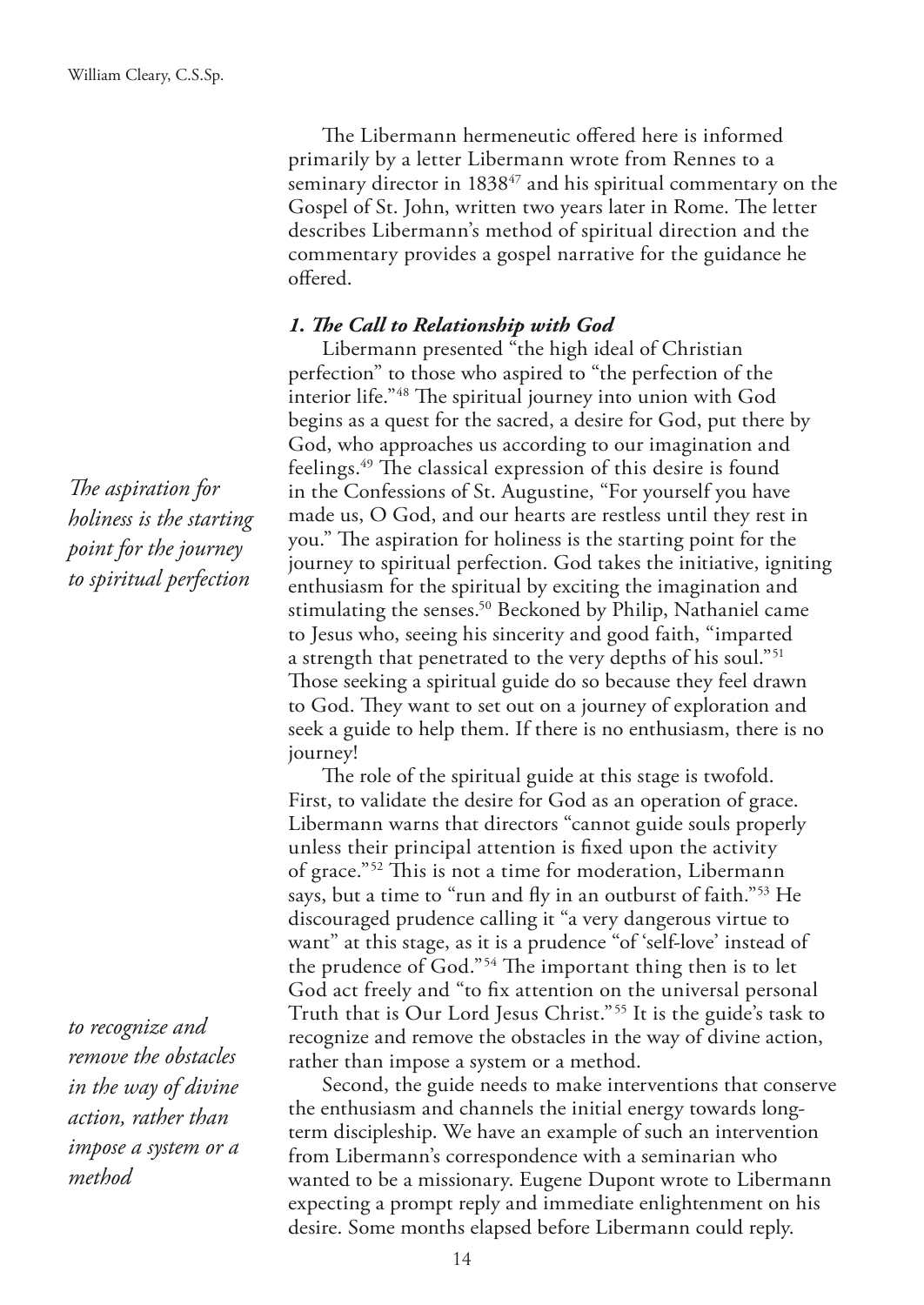The Libermann hermeneutic offered here is informed primarily by a letter Libermann wrote from Rennes to a seminary director in 1838[47] and his spiritual commentary on the Gospel of St. John, written two years later in Rome. The letter describes Libermann's method of spiritual direction and the commentary provides a gospel narrative for the guidance he offered.

### *1. The Call to Relationship with God*

Libermann presented "the high ideal of Christian perfection" to those who aspired to "the perfection of the interior life."[48] The spiritual journey into union with God begins as a quest for the sacred, a desire for God, put there by God, who approaches us according to our imagination and feelings.[49] The classical expression of this desire is found in the Confessions of St. Augustine, "For yourself you have made us, O God, and our hearts are restless until they rest in you." The aspiration for holiness is the starting point for the journey to spiritual perfection. God takes the initiative, igniting enthusiasm for the spiritual by exciting the imagination and stimulating the senses.[50] Beckoned by Philip, Nathaniel came to Jesus who, seeing his sincerity and good faith, "imparted a strength that penetrated to the very depths of his soul."[51] Those seeking a spiritual guide do so because they feel drawn to God. They want to set out on a journey of exploration and seek a guide to help them. If there is no enthusiasm, there is no journey!

*The aspiration for holiness is the starting point for the journey to spiritual perfection*

The role of the spiritual guide at this stage is twofold. First, to validate the desire for God as an operation of grace. Libermann warns that directors "cannot guide souls properly unless their principal attention is fixed upon the activity of grace."[52] This is not a time for moderation, Libermann says, but a time to "run and fly in an outburst of faith."[53] He discouraged prudence calling it "a very dangerous virtue to want" at this stage, as it is a prudence "of 'self-love' instead of the prudence of God."[54] The important thing then is to let God act freely and "to fix attention on the universal personal Truth that is Our Lord Jesus Christ."[55] It is the guide's task to recognize and remove the obstacles in the way of divine action, rather than impose a system or a method.

*to recognize and remove the obstacles in the way of divine action, rather than impose a system or a method*

Second, the guide needs to make interventions that conserve the enthusiasm and channels the initial energy towards long-term discipleship. We have an example of such an intervention from Libermann's correspondence with a seminarian who wanted to be a missionary. Eugene Dupont wrote to Libermann expecting a prompt reply and immediate enlightenment on his desire. Some months elapsed before Libermann could reply.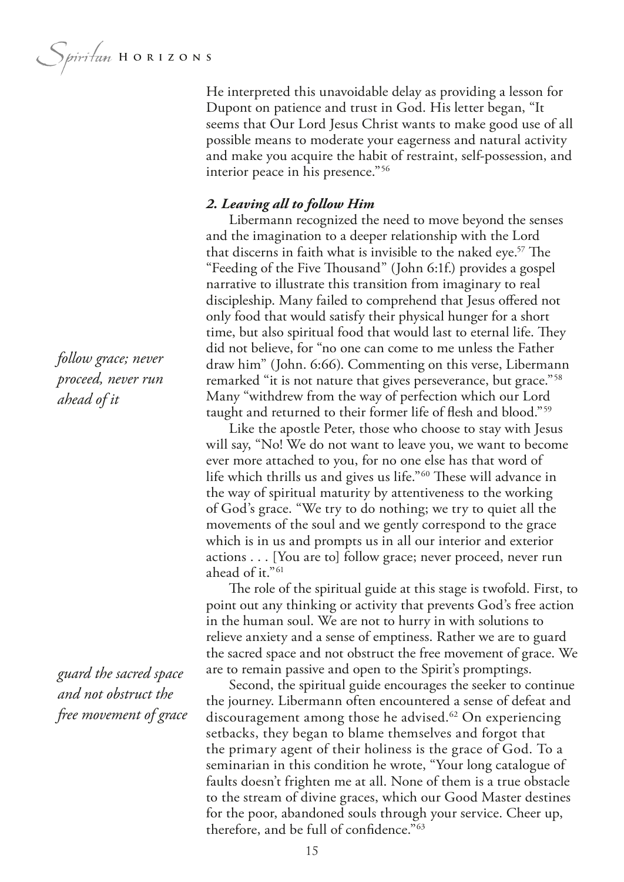He interpreted this unavoidable delay as providing a lesson for Dupont on patience and trust in God. His letter began, "It seems that Our Lord Jesus Christ wants to make good use of all possible means to moderate your eagerness and natural activity and make you acquire the habit of restraint, self-possession, and interior peace in his presence."[56]

### *2. Leaving all to follow Him*

Libermann recognized the need to move beyond the senses and the imagination to a deeper relationship with the Lord that discerns in faith what is invisible to the naked eye.[57] The "Feeding of the Five Thousand" (John 6:1f.) provides a gospel narrative to illustrate this transition from imaginary to real discipleship. Many failed to comprehend that Jesus offered not only food that would satisfy their physical hunger for a short time, but also spiritual food that would last to eternal life. They did not believe, for "no one can come to me unless the Father draw him" (John. 6:66). Commenting on this verse, Libermann remarked "it is not nature that gives perseverance, but grace."[58] Many "withdrew from the way of perfection which our Lord taught and returned to their former life of flesh and blood."[59]

*follow grace; never proceed, never run ahead of it*

Like the apostle Peter, those who choose to stay with Jesus will say, "No! We do not want to leave you, we want to become ever more attached to you, for no one else has that word of life which thrills us and gives us life."[60] These will advance in the way of spiritual maturity by attentiveness to the working of God's grace. "We try to do nothing; we try to quiet all the movements of the soul and we gently correspond to the grace which is in us and prompts us in all our interior and exterior actions . . . [You are to] follow grace; never proceed, never run ahead of it."[61]

The role of the spiritual guide at this stage is twofold. First, to point out any thinking or activity that prevents God's free action in the human soul. We are not to hurry in with solutions to relieve anxiety and a sense of emptiness. Rather we are to guard the sacred space and not obstruct the free movement of grace. We are to remain passive and open to the Spirit's promptings.

*guard the sacred space and not obstruct the free movement of grace*

Second, the spiritual guide encourages the seeker to continue the journey. Libermann often encountered a sense of defeat and discouragement among those he advised.[62] On experiencing setbacks, they began to blame themselves and forgot that the primary agent of their holiness is the grace of God. To a seminarian in this condition he wrote, "Your long catalogue of faults doesn't frighten me at all. None of them is a true obstacle to the stream of divine graces, which our Good Master destines for the poor, abandoned souls through your service. Cheer up, therefore, and be full of confidence."[63]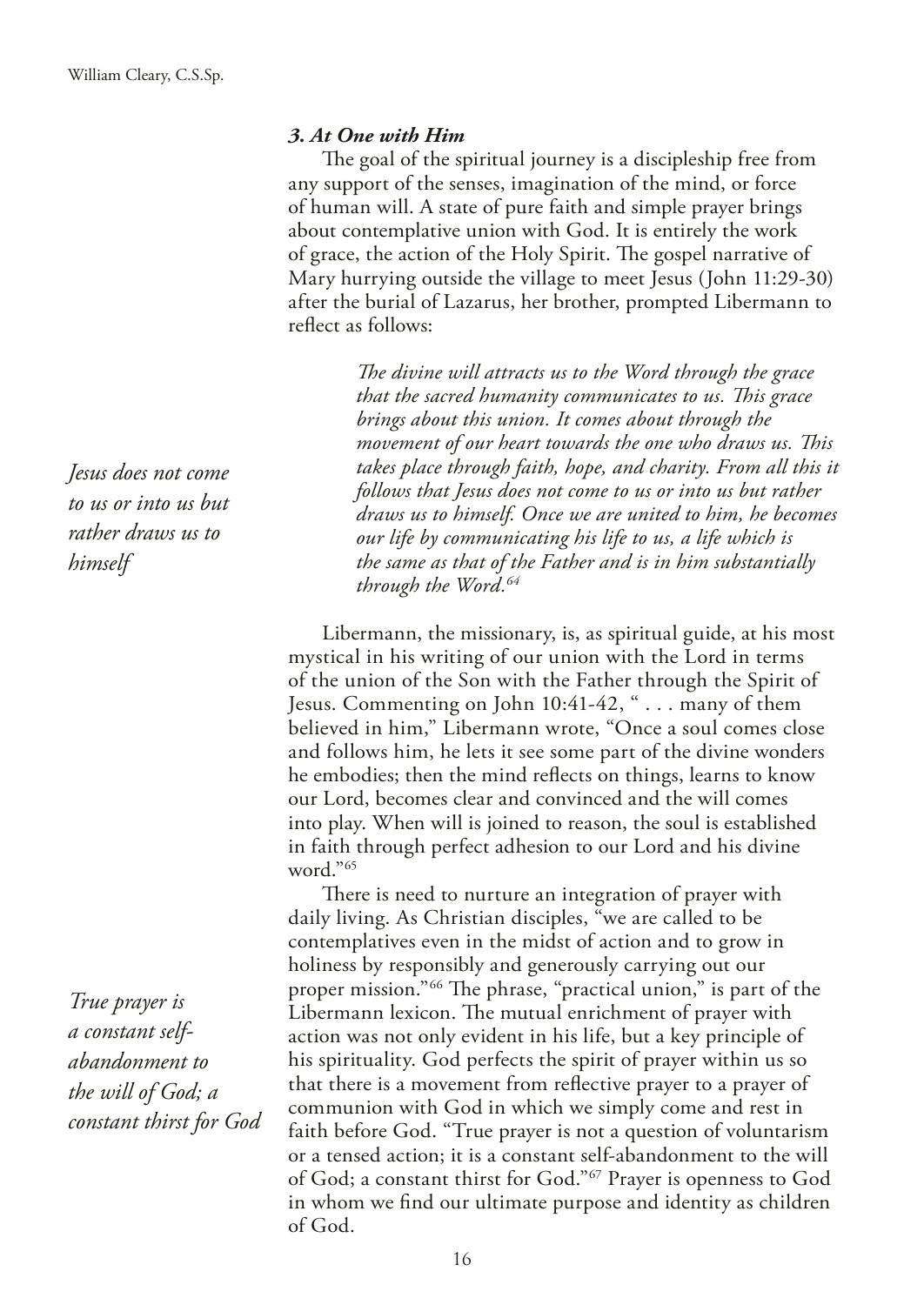### *3. At One with Him*

The goal of the spiritual journey is a discipleship free from any support of the senses, imagination of the mind, or force of human will. A state of pure faith and simple prayer brings about contemplative union with God. It is entirely the work of grace, the action of the Holy Spirit. The gospel narrative of Mary hurrying outside the village to meet Jesus (John 11:29-30) after the burial of Lazarus, her brother, prompted Libermann to reflect as follows:

> *The divine will attracts us to the Word through the grace that the sacred humanity communicates to us. This grace brings about this union. It comes about through the movement of our heart towards the one who draws us. This takes place through faith, hope, and charity. From all this it follows that Jesus does not come to us or into us but rather draws us to himself. Once we are united to him, he becomes our life by communicating his life to us, a life which is the same as that of the Father and is in him substantially through the Word.*[64]

*Jesus does not come to us or into us but rather draws us to himself*

Libermann, the missionary, is, as spiritual guide, at his most mystical in his writing of our union with the Lord in terms of the union of the Son with the Father through the Spirit of Jesus. Commenting on John 10:41-42, " . . . many of them believed in him," Libermann wrote, "Once a soul comes close and follows him, he lets it see some part of the divine wonders he embodies; then the mind reflects on things, learns to know our Lord, becomes clear and convinced and the will comes into play. When will is joined to reason, the soul is established in faith through perfect adhesion to our Lord and his divine word."[65]

There is need to nurture an integration of prayer with daily living. As Christian disciples, "we are called to be contemplatives even in the midst of action and to grow in holiness by responsibly and generously carrying out our proper mission."[66] The phrase, "practical union," is part of the Libermann lexicon. The mutual enrichment of prayer with action was not only evident in his life, but a key principle of his spirituality. God perfects the spirit of prayer within us so that there is a movement from reflective prayer to a prayer of communion with God in which we simply come and rest in faith before God. "True prayer is not a question of voluntarism or a tensed action; it is a constant self-abandonment to the will of God; a constant thirst for God."[67] Prayer is openness to God in whom we find our ultimate purpose and identity as children of God.

*True prayer is a constant self-abandonment to the will of God; a constant thirst for God*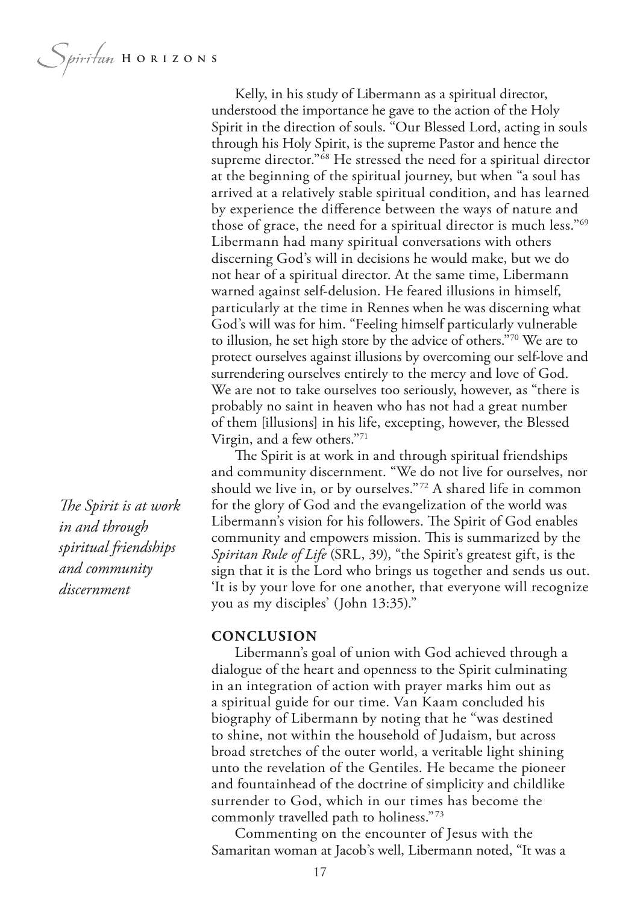Kelly, in his study of Libermann as a spiritual director, understood the importance he gave to the action of the Holy Spirit in the direction of souls. "Our Blessed Lord, acting in souls through his Holy Spirit, is the supreme Pastor and hence the supreme director."[68] He stressed the need for a spiritual director at the beginning of the spiritual journey, but when "a soul has arrived at a relatively stable spiritual condition, and has learned by experience the difference between the ways of nature and those of grace, the need for a spiritual director is much less."[69] Libermann had many spiritual conversations with others discerning God's will in decisions he would make, but we do not hear of a spiritual director. At the same time, Libermann warned against self-delusion. He feared illusions in himself, particularly at the time in Rennes when he was discerning what God's will was for him. "Feeling himself particularly vulnerable to illusion, he set high store by the advice of others."[70] We are to protect ourselves against illusions by overcoming our self-love and surrendering ourselves entirely to the mercy and love of God. We are not to take ourselves too seriously, however, as "there is probably no saint in heaven who has not had a great number of them [illusions] in his life, excepting, however, the Blessed Virgin, and a few others."[71]

*The Spirit is at work in and through spiritual friendships and community discernment*

The Spirit is at work in and through spiritual friendships and community discernment. "We do not live for ourselves, nor should we live in, or by ourselves."[72] A shared life in common for the glory of God and the evangelization of the world was Libermann's vision for his followers. The Spirit of God enables community and empowers mission. This is summarized by the *Spiritan Rule of Life* (SRL, 39), "the Spirit's greatest gift, is the sign that it is the Lord who brings us together and sends us out. 'It is by your love for one another, that everyone will recognize you as my disciples' (John 13:35)."

## CONCLUSION

Libermann's goal of union with God achieved through a dialogue of the heart and openness to the Spirit culminating in an integration of action with prayer marks him out as a spiritual guide for our time. Van Kaam concluded his biography of Libermann by noting that he "was destined to shine, not within the household of Judaism, but across broad stretches of the outer world, a veritable light shining unto the revelation of the Gentiles. He became the pioneer and fountainhead of the doctrine of simplicity and childlike surrender to God, which in our times has become the commonly travelled path to holiness."[73]

Commenting on the encounter of Jesus with the Samaritan woman at Jacob's well, Libermann noted, "It was a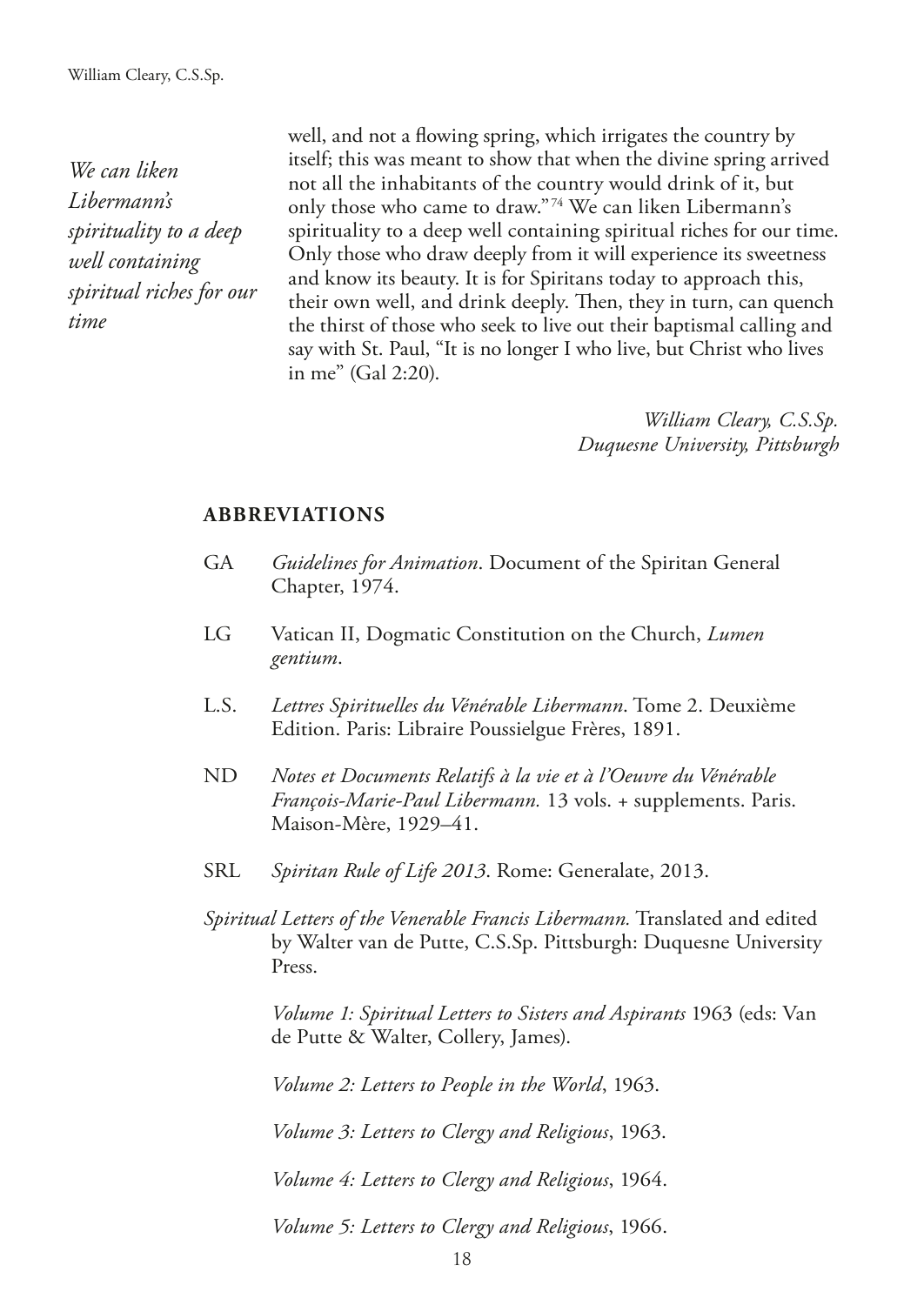*We can liken Libermann's spirituality to a deep well containing spiritual riches for our time*

well, and not a flowing spring, which irrigates the country by itself; this was meant to show that when the divine spring arrived not all the inhabitants of the country would drink of it, but only those who came to draw."[74] We can liken Libermann's spirituality to a deep well containing spiritual riches for our time. Only those who draw deeply from it will experience its sweetness and know its beauty. It is for Spiritans today to approach this, their own well, and drink deeply. Then, they in turn, can quench the thirst of those who seek to live out their baptismal calling and say with St. Paul, "It is no longer I who live, but Christ who lives in me" (Gal 2:20).

*William Cleary, C.S.Sp.*
*Duquesne University, Pittsburgh*

## ABBREVIATIONS

GA *Guidelines for Animation*. Document of the Spiritan General Chapter, 1974.

LG Vatican II, Dogmatic Constitution on the Church, *Lumen gentium*.

L.S. *Lettres Spirituelles du Vénérable Libermann*. Tome 2. Deuxième Edition. Paris: Libraire Poussielgue Frères, 1891.

ND *Notes et Documents Relatifs à la vie et à l'Oeuvre du Vénérable François-Marie-Paul Libermann.* 13 vols. + supplements. Paris. Maison-Mère, 1929–41.

SRL *Spiritan Rule of Life 2013*. Rome: Generalate, 2013.

*Spiritual Letters of the Venerable Francis Libermann.* Translated and edited by Walter van de Putte, C.S.Sp. Pittsburgh: Duquesne University Press.

*Volume 1: Spiritual Letters to Sisters and Aspirants* 1963 (eds: Van de Putte & Walter, Collery, James).

*Volume 2: Letters to People in the World*, 1963.

*Volume 3: Letters to Clergy and Religious*, 1963.

*Volume 4: Letters to Clergy and Religious*, 1964.

*Volume 5: Letters to Clergy and Religious*, 1966.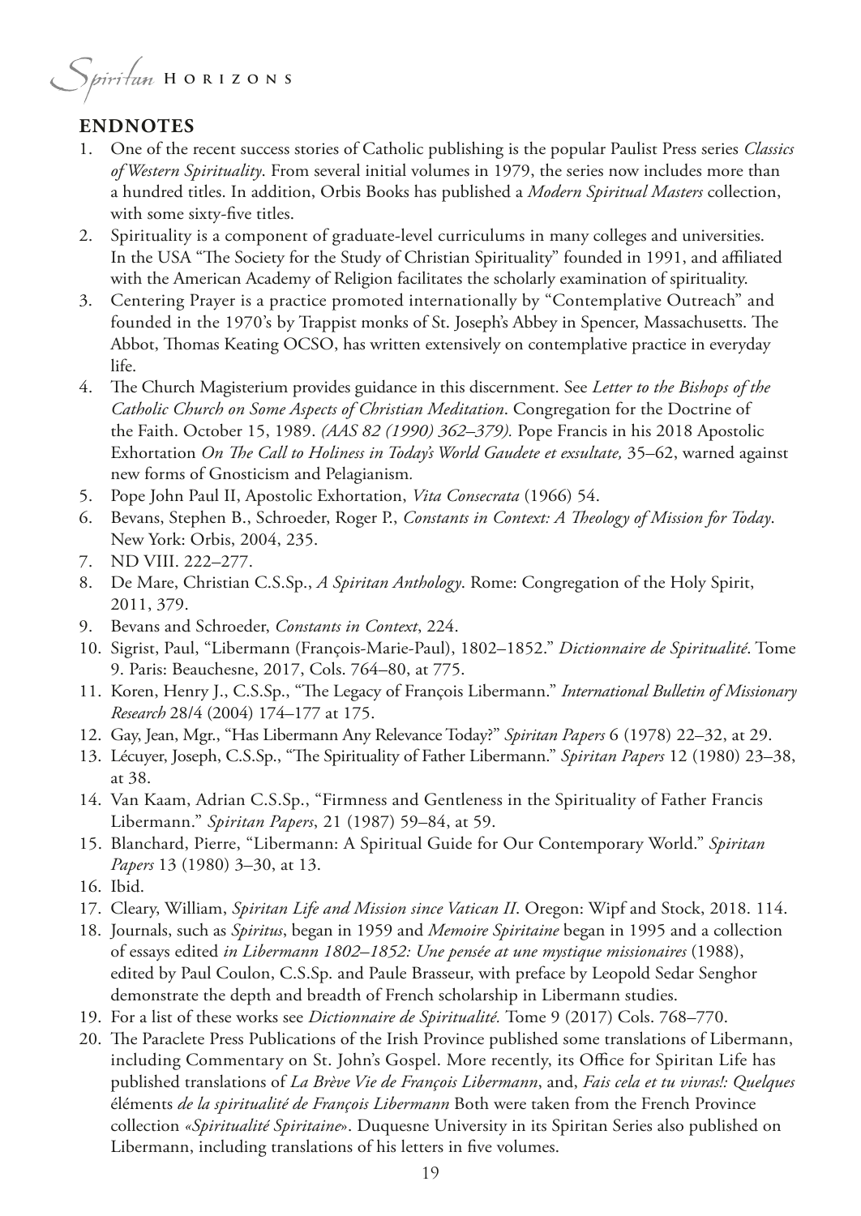## ENDNOTES

1. One of the recent success stories of Catholic publishing is the popular Paulist Press series *Classics of Western Spirituality*. From several initial volumes in 1979, the series now includes more than a hundred titles. In addition, Orbis Books has published a *Modern Spiritual Masters* collection, with some sixty-five titles.
2. Spirituality is a component of graduate-level curriculums in many colleges and universities. In the USA "The Society for the Study of Christian Spirituality" founded in 1991, and affiliated with the American Academy of Religion facilitates the scholarly examination of spirituality.
3. Centering Prayer is a practice promoted internationally by "Contemplative Outreach" and founded in the 1970's by Trappist monks of St. Joseph's Abbey in Spencer, Massachusetts. The Abbot, Thomas Keating OCSO, has written extensively on contemplative practice in everyday life.
4. The Church Magisterium provides guidance in this discernment. See *Letter to the Bishops of the Catholic Church on Some Aspects of Christian Meditation*. Congregation for the Doctrine of the Faith. October 15, 1989. *(AAS 82 (1990) 362–379).* Pope Francis in his 2018 Apostolic Exhortation *On The Call to Holiness in Today's World Gaudete et exsultate,* 35–62, warned against new forms of Gnosticism and Pelagianism.
5. Pope John Paul II, Apostolic Exhortation, *Vita Consecrata* (1966) 54.
6. Bevans, Stephen B., Schroeder, Roger P., *Constants in Context: A Theology of Mission for Today*. New York: Orbis, 2004, 235.
7. ND VIII. 222–277.
8. De Mare, Christian C.S.Sp., *A Spiritan Anthology*. Rome: Congregation of the Holy Spirit, 2011, 379.
9. Bevans and Schroeder, *Constants in Context*, 224.
10. Sigrist, Paul, "Libermann (François-Marie-Paul), 1802–1852." *Dictionnaire de Spiritualité*. Tome 9. Paris: Beauchesne, 2017, Cols. 764–80, at 775.
11. Koren, Henry J., C.S.Sp., "The Legacy of François Libermann." *International Bulletin of Missionary Research* 28/4 (2004) 174–177 at 175.
12. Gay, Jean, Mgr., "Has Libermann Any Relevance Today?" *Spiritan Papers* 6 (1978) 22–32, at 29.
13. Lécuyer, Joseph, C.S.Sp., "The Spirituality of Father Libermann." *Spiritan Papers* 12 (1980) 23–38, at 38.
14. Van Kaam, Adrian C.S.Sp., "Firmness and Gentleness in the Spirituality of Father Francis Libermann." *Spiritan Papers*, 21 (1987) 59–84, at 59.
15. Blanchard, Pierre, "Libermann: A Spiritual Guide for Our Contemporary World." *Spiritan Papers* 13 (1980) 3–30, at 13.
16. Ibid.
17. Cleary, William, *Spiritan Life and Mission since Vatican II*. Oregon: Wipf and Stock, 2018. 114.
18. Journals, such as *Spiritus*, began in 1959 and *Memoire Spiritaine* began in 1995 and a collection of essays edited *in Libermann 1802–1852: Une pensée at une mystique missionaires* (1988), edited by Paul Coulon, C.S.Sp. and Paule Brasseur, with preface by Leopold Sedar Senghor demonstrate the depth and breadth of French scholarship in Libermann studies.
19. For a list of these works see *Dictionnaire de Spiritualité.* Tome 9 (2017) Cols. 768–770.
20. The Paraclete Press Publications of the Irish Province published some translations of Libermann, including Commentary on St. John's Gospel. More recently, its Office for Spiritan Life has published translations of *La Brève Vie de François Libermann*, and, *Fais cela et tu vivras!: Quelques* éléments *de la spiritualité de François Libermann* Both were taken from the French Province collection *«Spiritualité Spiritaine»*. Duquesne University in its Spiritan Series also published on Libermann, including translations of his letters in five volumes.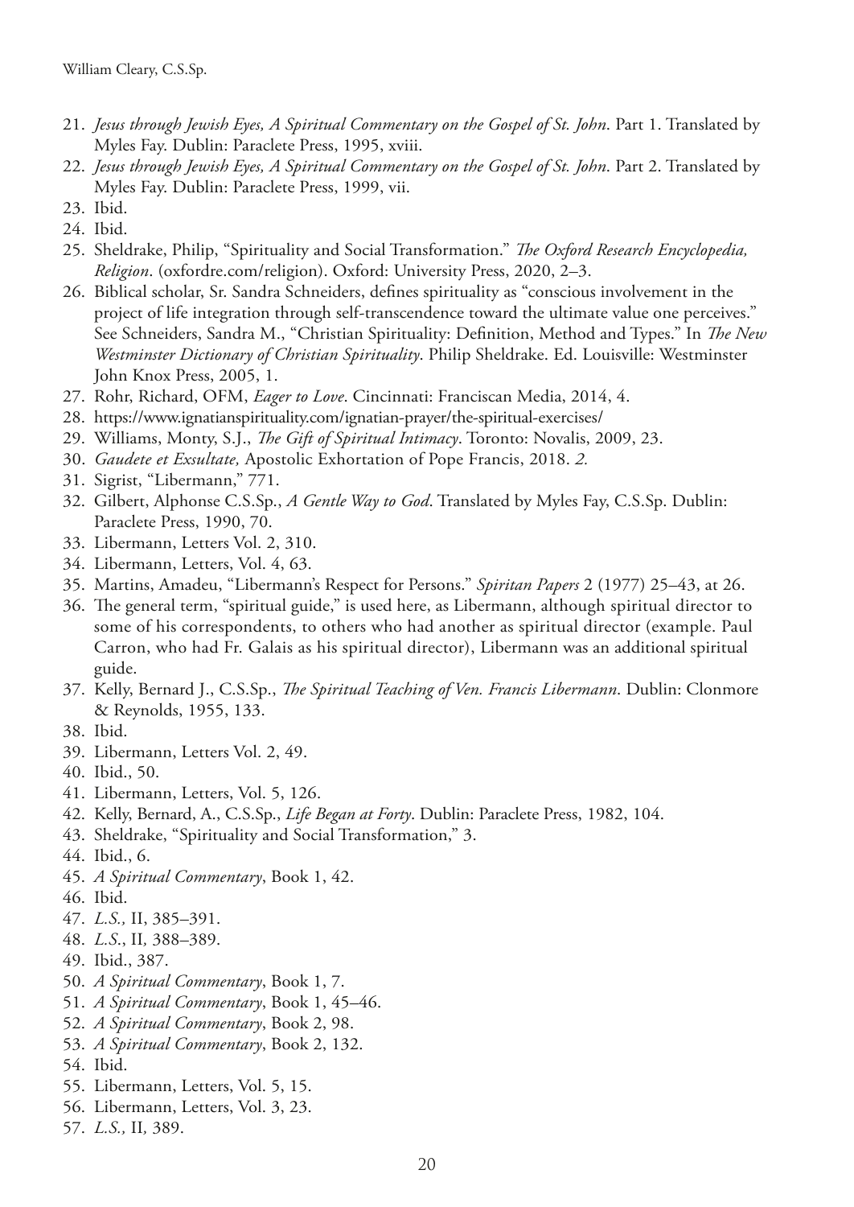21. *Jesus through Jewish Eyes, A Spiritual Commentary on the Gospel of St. John*. Part 1. Translated by Myles Fay. Dublin: Paraclete Press, 1995, xviii.
22. *Jesus through Jewish Eyes, A Spiritual Commentary on the Gospel of St. John*. Part 2. Translated by Myles Fay. Dublin: Paraclete Press, 1999, vii.
23. Ibid.
24. Ibid.
25. Sheldrake, Philip, "Spirituality and Social Transformation." *The Oxford Research Encyclopedia, Religion*. (oxfordre.com/religion). Oxford: University Press, 2020, 2–3.
26. Biblical scholar, Sr. Sandra Schneiders, defines spirituality as "conscious involvement in the project of life integration through self-transcendence toward the ultimate value one perceives." See Schneiders, Sandra M., "Christian Spirituality: Definition, Method and Types." In *The New Westminster Dictionary of Christian Spirituality*. Philip Sheldrake. Ed. Louisville: Westminster John Knox Press, 2005, 1.
27. Rohr, Richard, OFM, *Eager to Love*. Cincinnati: Franciscan Media, 2014, 4.
28. https://www.ignatianspirituality.com/ignatian-prayer/the-spiritual-exercises/
29. Williams, Monty, S.J., *The Gift of Spiritual Intimacy*. Toronto: Novalis, 2009, 23.
30. *Gaudete et Exsultate,* Apostolic Exhortation of Pope Francis, 2018. *2.*
31. Sigrist, "Libermann," 771.
32. Gilbert, Alphonse C.S.Sp., *A Gentle Way to God*. Translated by Myles Fay, C.S.Sp. Dublin: Paraclete Press, 1990, 70.
33. Libermann, Letters Vol. 2, 310.
34. Libermann, Letters, Vol. 4, 63.
35. Martins, Amadeu, "Libermann's Respect for Persons." *Spiritan Papers* 2 (1977) 25–43, at 26.
36. The general term, "spiritual guide," is used here, as Libermann, although spiritual director to some of his correspondents, to others who had another as spiritual director (example. Paul Carron, who had Fr. Galais as his spiritual director), Libermann was an additional spiritual guide.
37. Kelly, Bernard J., C.S.Sp., *The Spiritual Teaching of Ven. Francis Libermann*. Dublin: Clonmore & Reynolds, 1955, 133.
38. Ibid.
39. Libermann, Letters Vol. 2, 49.
40. Ibid., 50.
41. Libermann, Letters, Vol. 5, 126.
42. Kelly, Bernard, A., C.S.Sp., *Life Began at Forty*. Dublin: Paraclete Press, 1982, 104.
43. Sheldrake, "Spirituality and Social Transformation," 3.
44. Ibid., 6.
45. *A Spiritual Commentary*, Book 1, 42.
46. Ibid.
47. *L.S.,* II, 385–391.
48. *L.S.*, II*,* 388–389.
49. Ibid., 387.
50. *A Spiritual Commentary*, Book 1, 7.
51. *A Spiritual Commentary*, Book 1, 45–46.
52. *A Spiritual Commentary*, Book 2, 98.
53. *A Spiritual Commentary*, Book 2, 132.
54. Ibid.
55. Libermann, Letters, Vol. 5, 15.
56. Libermann, Letters, Vol. 3, 23.
57. *L.S.,* II*,* 389.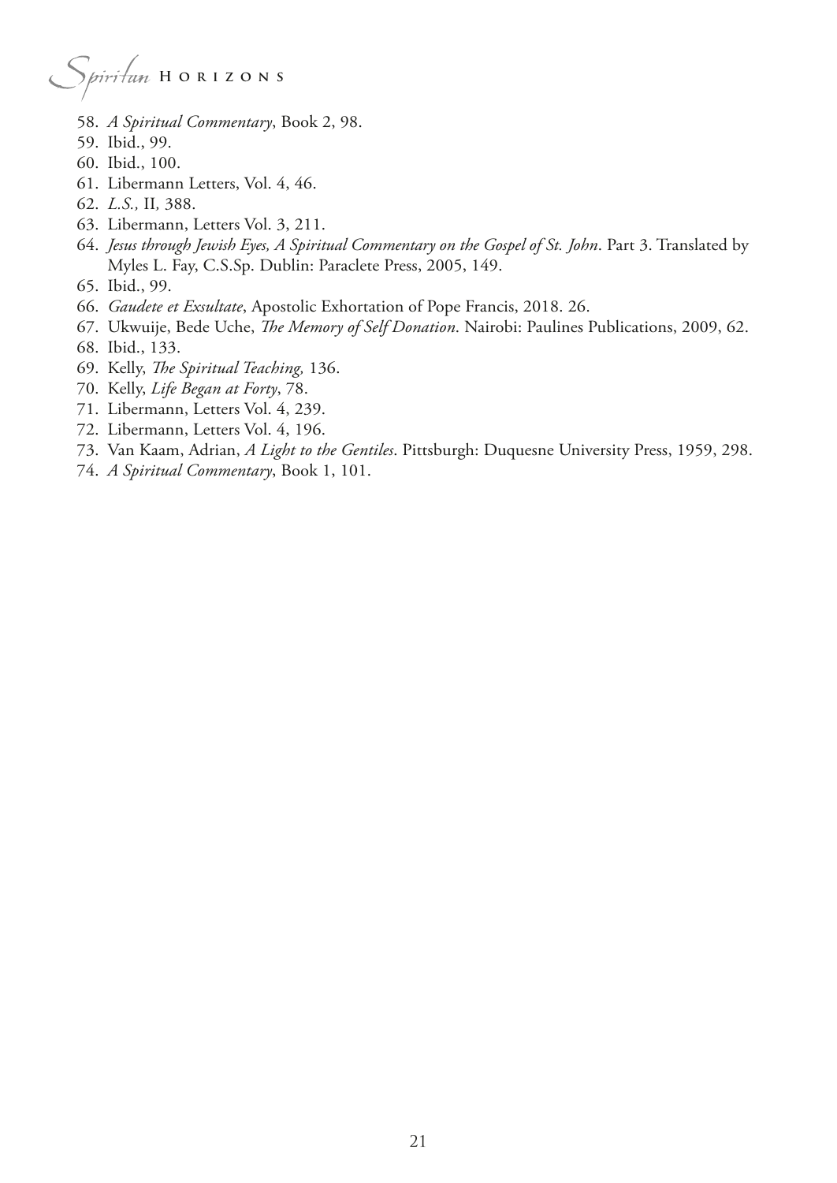58. *A Spiritual Commentary*, Book 2, 98.
59. Ibid., 99.
60. Ibid., 100.
61. Libermann Letters, Vol. 4, 46.
62. *L.S.,* II*,* 388.
63. Libermann, Letters Vol. 3, 211.
64. *Jesus through Jewish Eyes, A Spiritual Commentary on the Gospel of St. John*. Part 3. Translated by Myles L. Fay, C.S.Sp. Dublin: Paraclete Press, 2005, 149.
65. Ibid., 99.
66. *Gaudete et Exsultate*, Apostolic Exhortation of Pope Francis, 2018. 26.
67. Ukwuije, Bede Uche, *The Memory of Self Donation*. Nairobi: Paulines Publications, 2009, 62.
68. Ibid., 133.
69. Kelly, *The Spiritual Teaching,* 136.
70. Kelly, *Life Began at Forty*, 78.
71. Libermann, Letters Vol. 4, 239.
72. Libermann, Letters Vol. 4, 196.
73. Van Kaam, Adrian, *A Light to the Gentiles*. Pittsburgh: Duquesne University Press, 1959, 298.
74. *A Spiritual Commentary*, Book 1, 101.